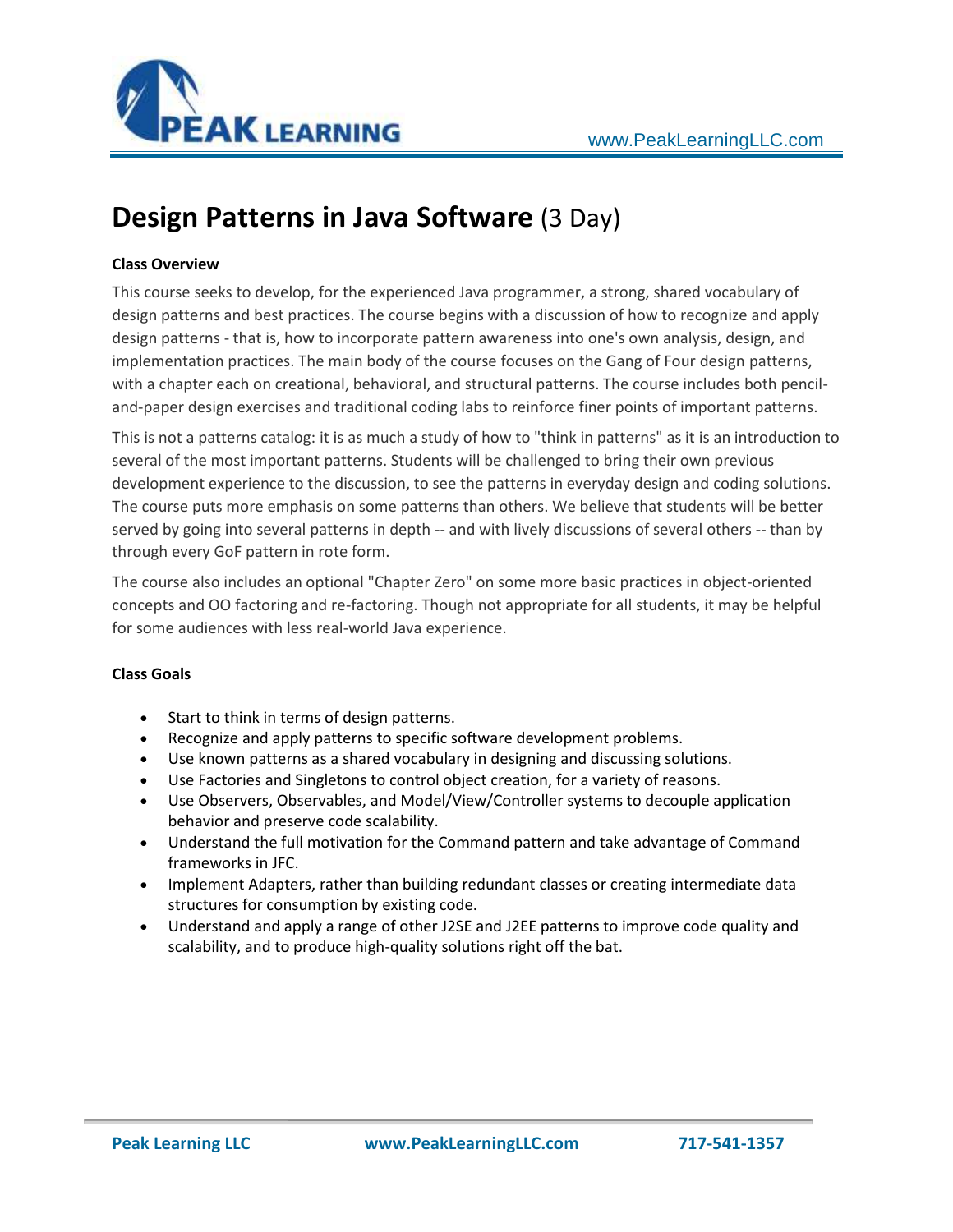# Design Patterns in Java Software (3 Day)

**Class Overview**

This course seeks to develop, for the experienced Java programmer, a strong, shared vocabulary of design patterns and best practices. The course begins with a discussion of how to recognize and apply design patterns - that is, how to incorporate pattern awareness into one's own analysis, design, and implementation practices. The main body of the course focuses on the Gang of Four design patterns, with a chapter each on creational, behavioral, and structural patterns. The course includes both pencil-and-paper design exercises and traditional coding labs to reinforce finer points of important patterns.

This is not a patterns catalog: it is as much a study of how to "think in patterns" as it is an introduction to several of the most important patterns. Students will be challenged to bring their own previous development experience to the discussion, to see the patterns in everyday design and coding solutions. The course puts more emphasis on some patterns than others. We believe that students will be better served by going into several patterns in depth -- and with lively discussions of several others -- than by through every GoF pattern in rote form.

The course also includes an optional "Chapter Zero" on some more basic practices in object-oriented concepts and OO factoring and re-factoring. Though not appropriate for all students, it may be helpful for some audiences with less real-world Java experience.

**Class Goals**

- Start to think in terms of design patterns.
- Recognize and apply patterns to specific software development problems.
- Use known patterns as a shared vocabulary in designing and discussing solutions.
- Use Factories and Singletons to control object creation, for a variety of reasons.
- Use Observers, Observables, and Model/View/Controller systems to decouple application behavior and preserve code scalability.
- Understand the full motivation for the Command pattern and take advantage of Command frameworks in JFC.
- Implement Adapters, rather than building redundant classes or creating intermediate data structures for consumption by existing code.
- Understand and apply a range of other J2SE and J2EE patterns to improve code quality and scalability, and to produce high-quality solutions right off the bat.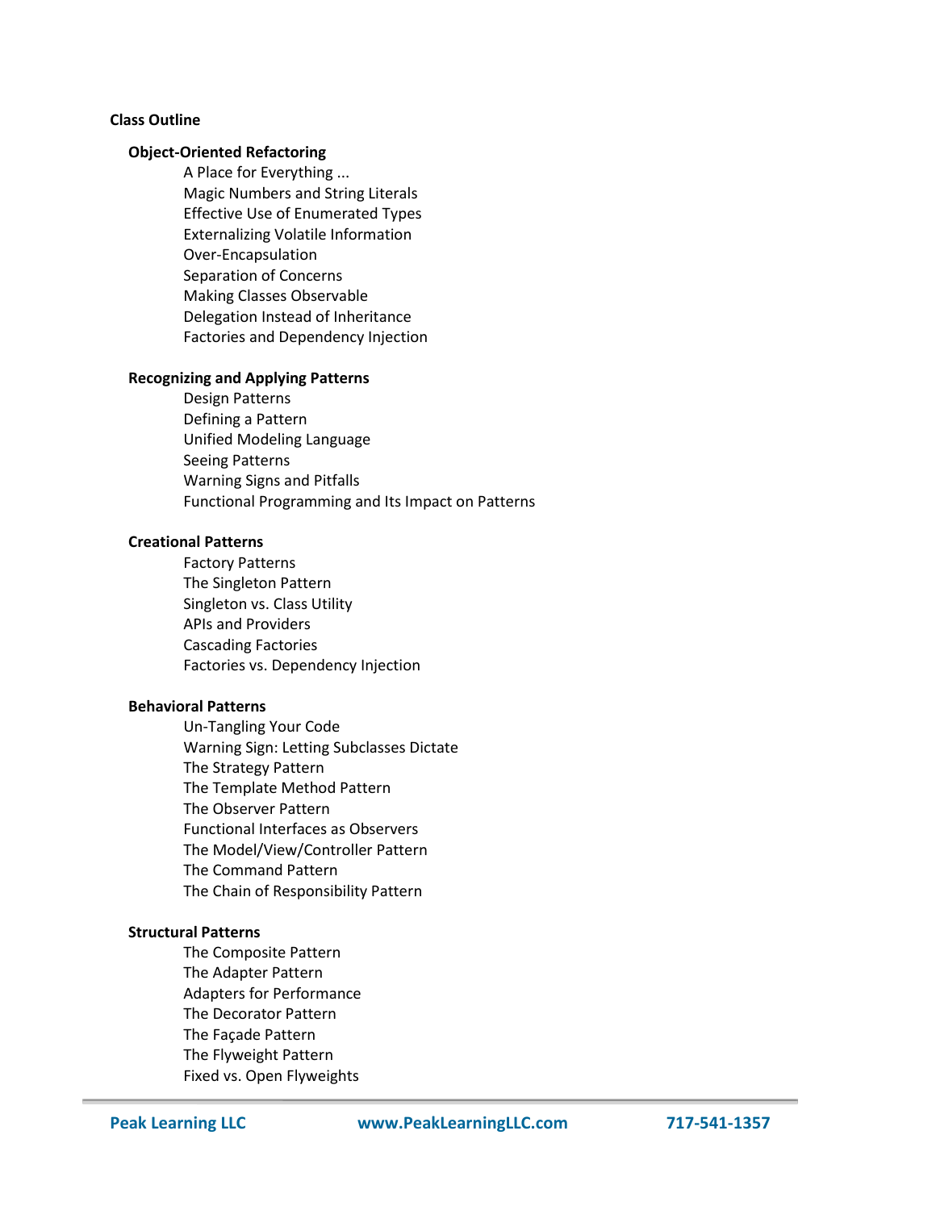## Class Outline

### Object-Oriented Refactoring

- A Place for Everything ...
- Magic Numbers and String Literals
- Effective Use of Enumerated Types
- Externalizing Volatile Information
- Over-Encapsulation
- Separation of Concerns
- Making Classes Observable
- Delegation Instead of Inheritance
- Factories and Dependency Injection

### Recognizing and Applying Patterns

- Design Patterns
- Defining a Pattern
- Unified Modeling Language
- Seeing Patterns
- Warning Signs and Pitfalls
- Functional Programming and Its Impact on Patterns

### Creational Patterns

- Factory Patterns
- The Singleton Pattern
- Singleton vs. Class Utility
- APIs and Providers
- Cascading Factories
- Factories vs. Dependency Injection

### Behavioral Patterns

- Un-Tangling Your Code
- Warning Sign: Letting Subclasses Dictate
- The Strategy Pattern
- The Template Method Pattern
- The Observer Pattern
- Functional Interfaces as Observers
- The Model/View/Controller Pattern
- The Command Pattern
- The Chain of Responsibility Pattern

### Structural Patterns

- The Composite Pattern
- The Adapter Pattern
- Adapters for Performance
- The Decorator Pattern
- The Façade Pattern
- The Flyweight Pattern
- Fixed vs. Open Flyweights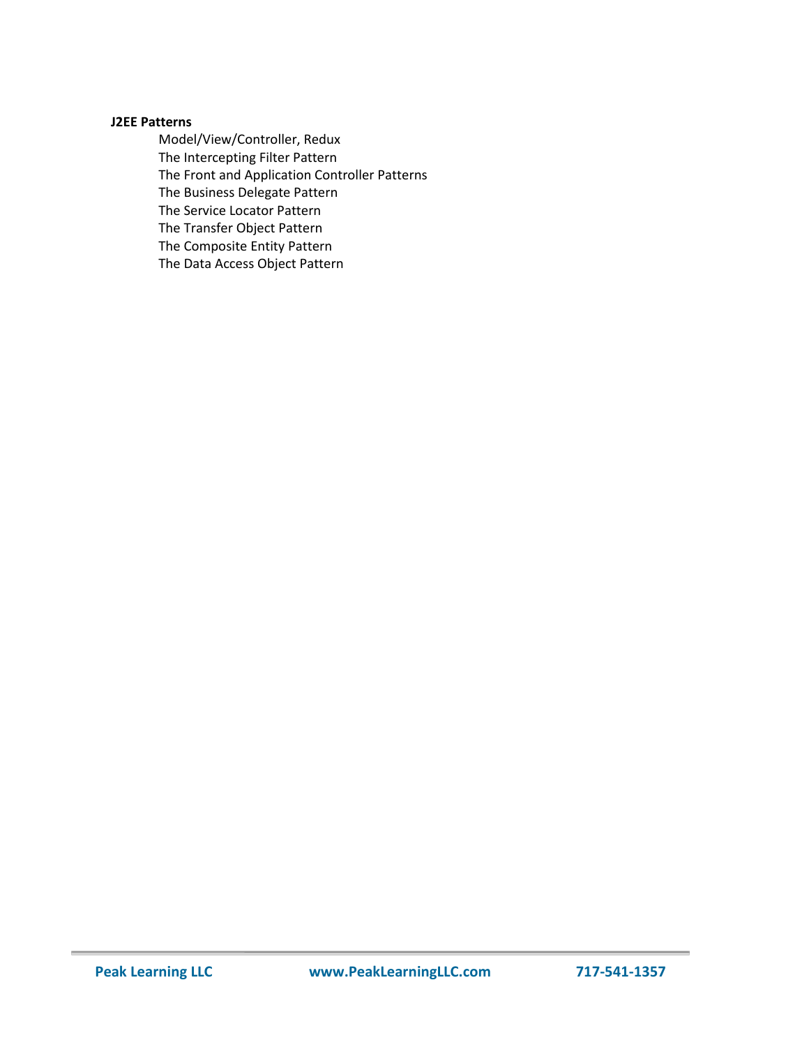**J2EE Patterns**

- Model/View/Controller, Redux
- The Intercepting Filter Pattern
- The Front and Application Controller Patterns
- The Business Delegate Pattern
- The Service Locator Pattern
- The Transfer Object Pattern
- The Composite Entity Pattern
- The Data Access Object Pattern